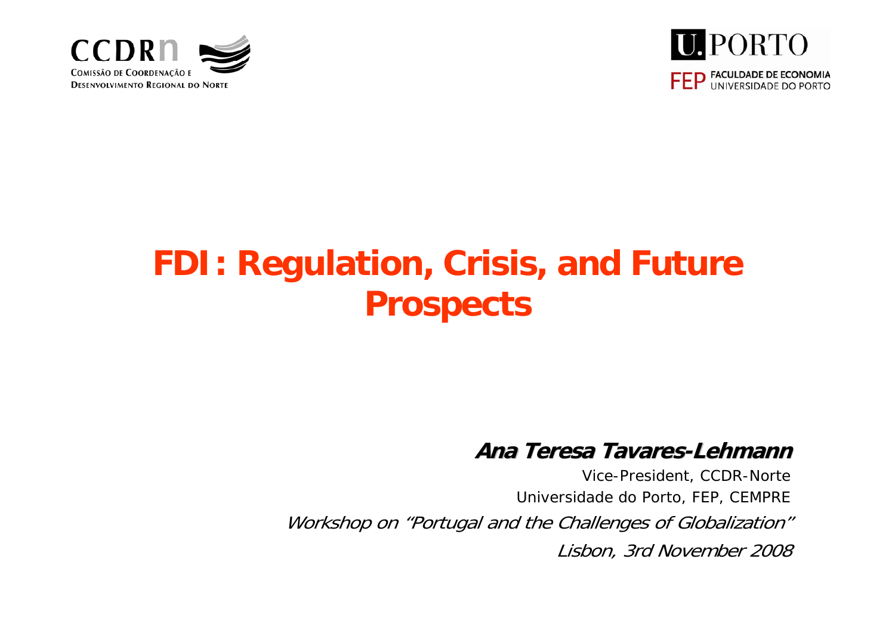CCDRn

COMISSÃO DE COORDENAÇÃO E DESENVOLVIMENTO REGIONAL DO NORTE

U.PORTO

FEP FACULDADE DE ECONOMIA UNIVERSIDADE DO PORTO

# FDI: Regulation, Crisis, and Future Prospects

***Ana Teresa Tavares-Lehmann***

Vice-President, CCDR-Norte

Universidade do Porto, FEP, CEMPRE

*Workshop on "Portugal and the Challenges of Globalization"*

*Lisbon, 3rd November 2008*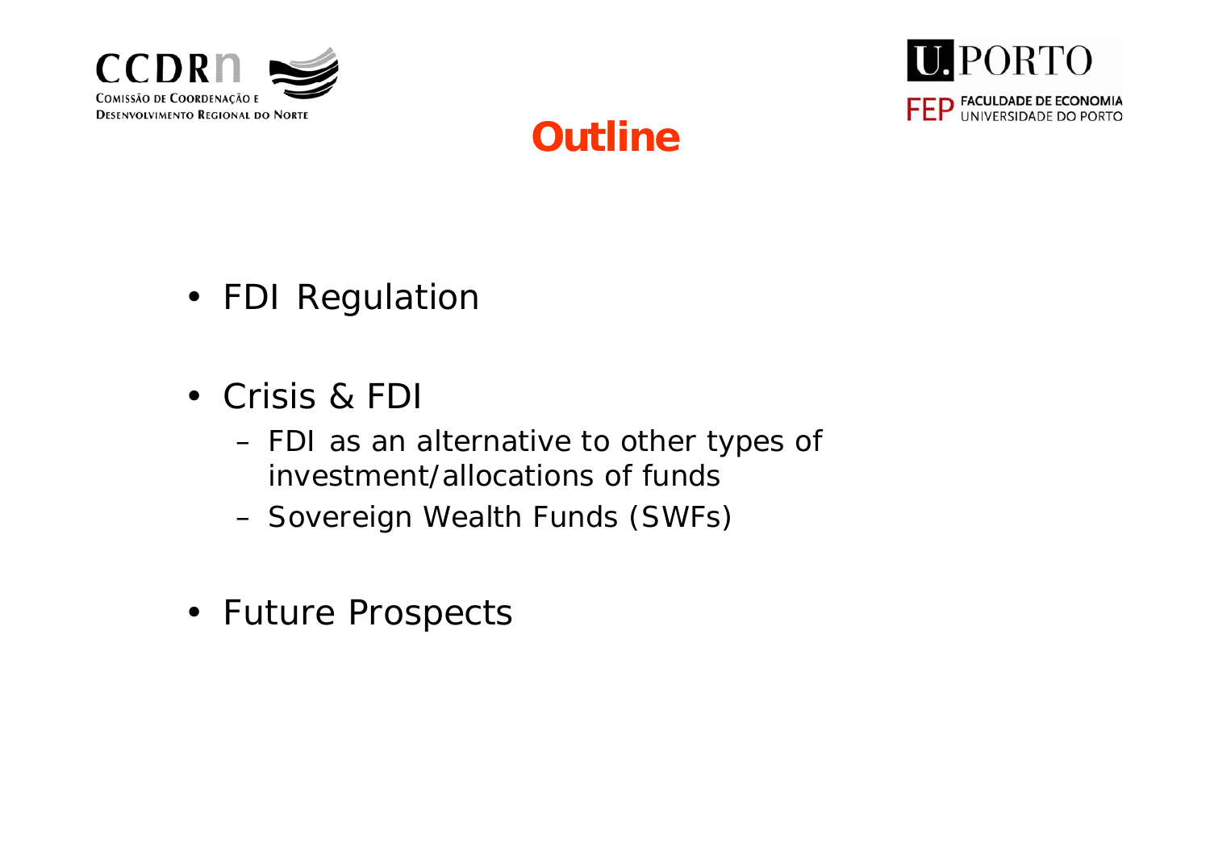# Outline

- FDI Regulation
- Crisis & FDI
  - FDI as an alternative to other types of investment/allocations of funds
  - Sovereign Wealth Funds (SWFs)
- Future Prospects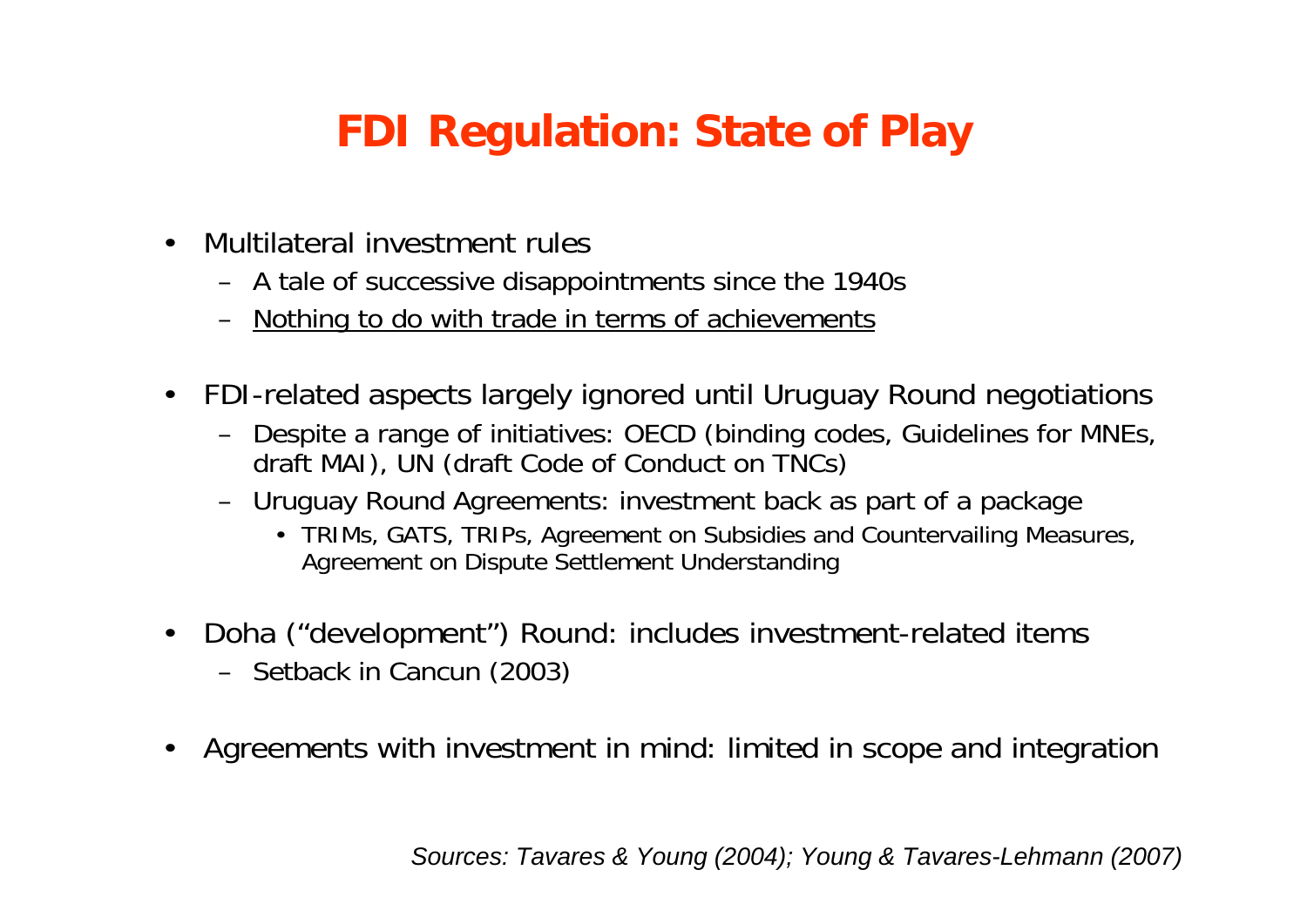# FDI Regulation: State of Play

- Multilateral investment rules
  - A tale of successive disappointments since the 1940s
  - <u>Nothing to do with trade in terms of achievements</u>
- FDI-related aspects largely ignored until Uruguay Round negotiations
  - Despite a range of initiatives: OECD (binding codes, Guidelines for MNEs, draft MAI), UN (draft Code of Conduct on TNCs)
  - Uruguay Round Agreements: investment back as part of a package
    - TRIMs, GATS, TRIPs, Agreement on Subsidies and Countervailing Measures, Agreement on Dispute Settlement Understanding
- Doha (“development”) Round: includes investment-related items
  - Setback in Cancun (2003)
- Agreements with investment in mind: limited in scope and integration

*Sources: Tavares & Young (2004); Young & Tavares-Lehmann (2007)*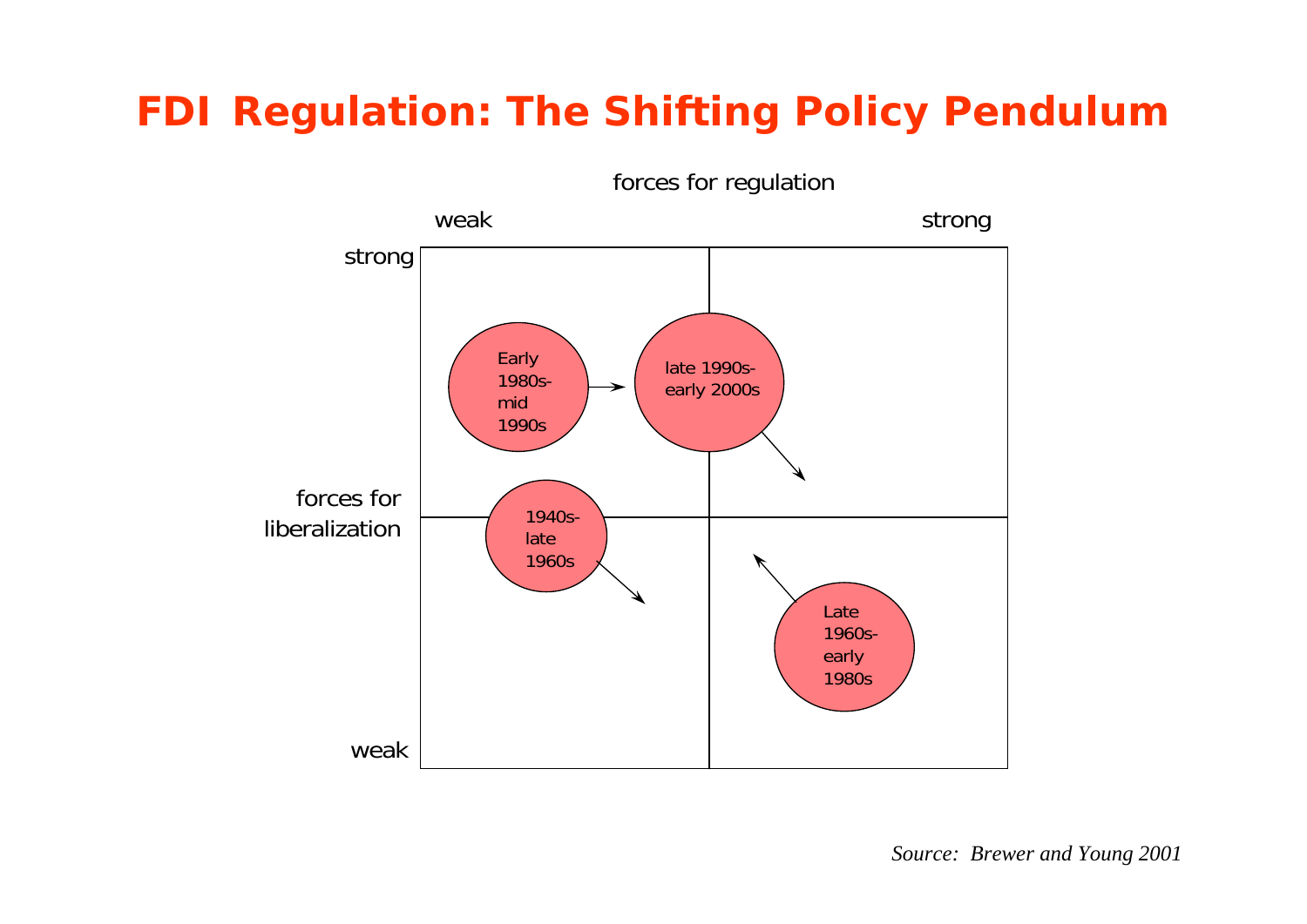# FDI Regulation: The Shifting Policy Pendulum

forces for regulation

weak — strong

forces for liberalization: strong — weak

Early 1980s-mid 1990s

late 1990s-early 2000s

1940s-late 1960s

Late 1960s-early 1980s

*Source: Brewer and Young 2001*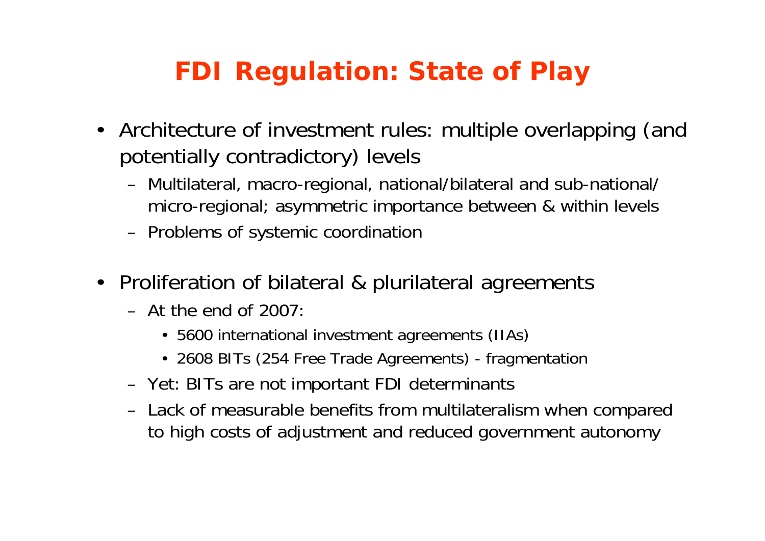# FDI Regulation: State of Play

- Architecture of investment rules: multiple overlapping (and potentially contradictory) levels
  - Multilateral, macro-regional, national/bilateral and sub-national/ micro-regional; asymmetric importance between & within levels
  - Problems of systemic coordination

- Proliferation of bilateral & plurilateral agreements
  - At the end of 2007:
    - 5600 international investment agreements (IIAs)
    - 2608 BITs (254 Free Trade Agreements) - fragmentation
  - Yet: BITs are not important FDI determinants
  - Lack of measurable benefits from multilateralism when compared to high costs of adjustment and reduced government autonomy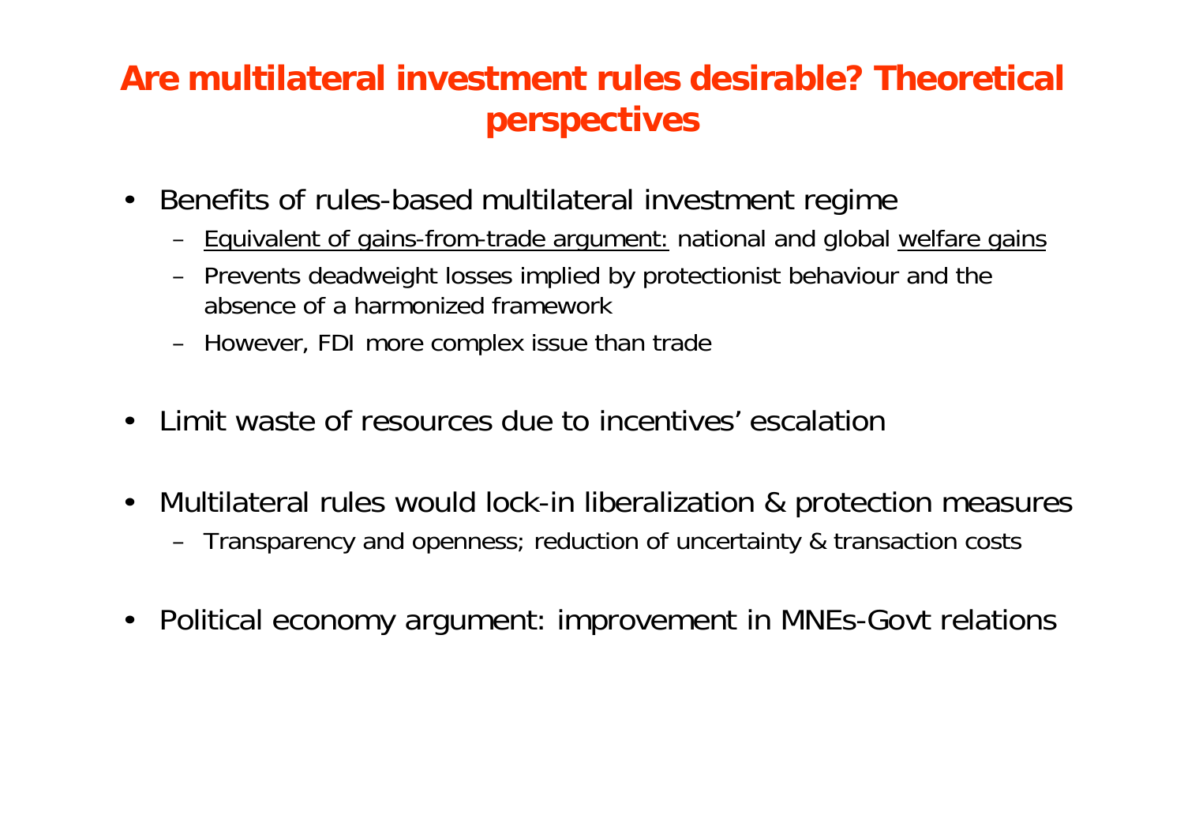# Are multilateral investment rules desirable? Theoretical perspectives

- Benefits of rules-based multilateral investment regime
  - <u>Equivalent of gains-from-trade argument:</u> national and global <u>welfare gains</u>
  - Prevents deadweight losses implied by protectionist behaviour and the absence of a harmonized framework
  - However, FDI more complex issue than trade

- Limit waste of resources due to incentives' escalation

- Multilateral rules would lock-in liberalization & protection measures
  - Transparency and openness; reduction of uncertainty & transaction costs

- Political economy argument: improvement in MNEs-Govt relations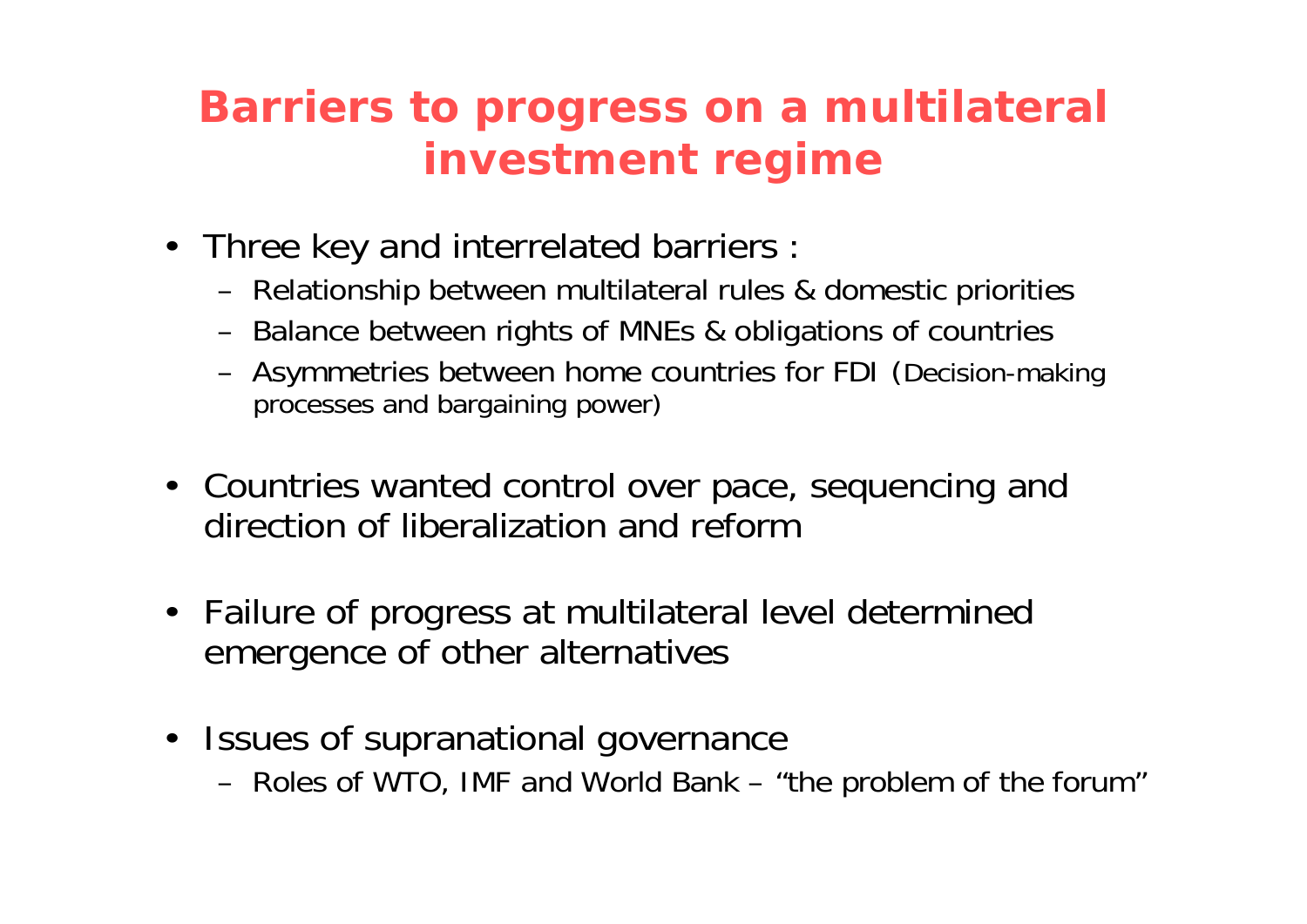# Barriers to progress on a multilateral investment regime

- Three key and interrelated barriers :
  - Relationship between multilateral rules & domestic priorities
  - Balance between rights of MNEs & obligations of countries
  - Asymmetries between home countries for FDI (Decision-making processes and bargaining power)
- Countries wanted control over pace, sequencing and direction of liberalization and reform
- Failure of progress at multilateral level determined emergence of other alternatives
- Issues of supranational governance
  - Roles of WTO, IMF and World Bank – "the problem of the forum"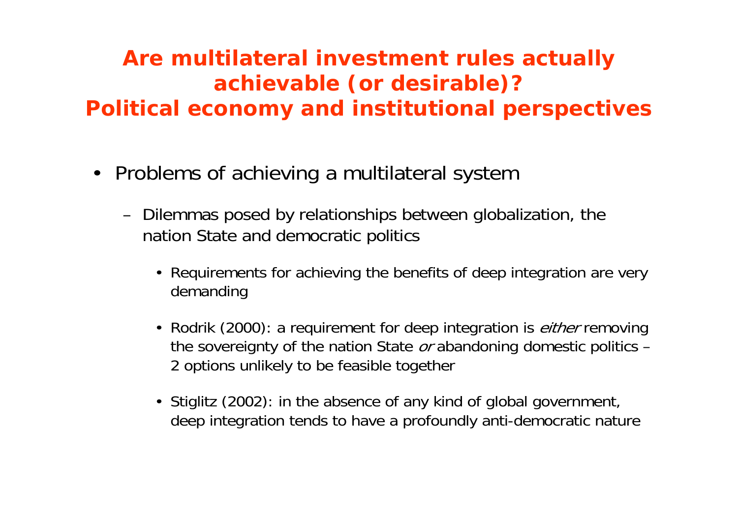# Are multilateral investment rules actually achievable (or desirable)?
# Political economy and institutional perspectives

- Problems of achieving a multilateral system
  - Dilemmas posed by relationships between globalization, the nation State and democratic politics
    - Requirements for achieving the benefits of deep integration are very demanding
    - Rodrik (2000): a requirement for deep integration is *either* removing the sovereignty of the nation State *or* abandoning domestic politics – 2 options unlikely to be feasible together
    - Stiglitz (2002): in the absence of any kind of global government, deep integration tends to have a profoundly anti-democratic nature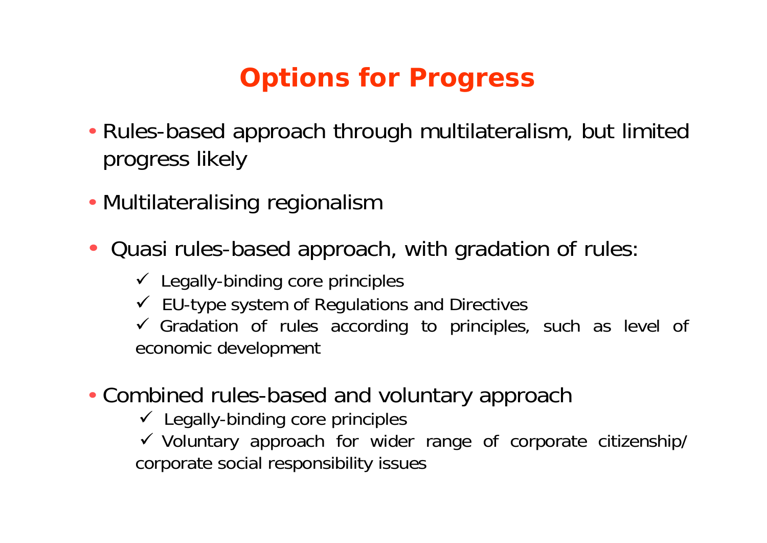# Options for Progress

- Rules-based approach through multilateralism, but limited progress likely

- Multilateralising regionalism

- Quasi rules-based approach, with gradation of rules:
  - ✓ Legally-binding core principles
  - ✓ EU-type system of Regulations and Directives
  - ✓ Gradation of rules according to principles, such as level of economic development

- Combined rules-based and voluntary approach
  - ✓ Legally-binding core principles
  - ✓ Voluntary approach for wider range of corporate citizenship/ corporate social responsibility issues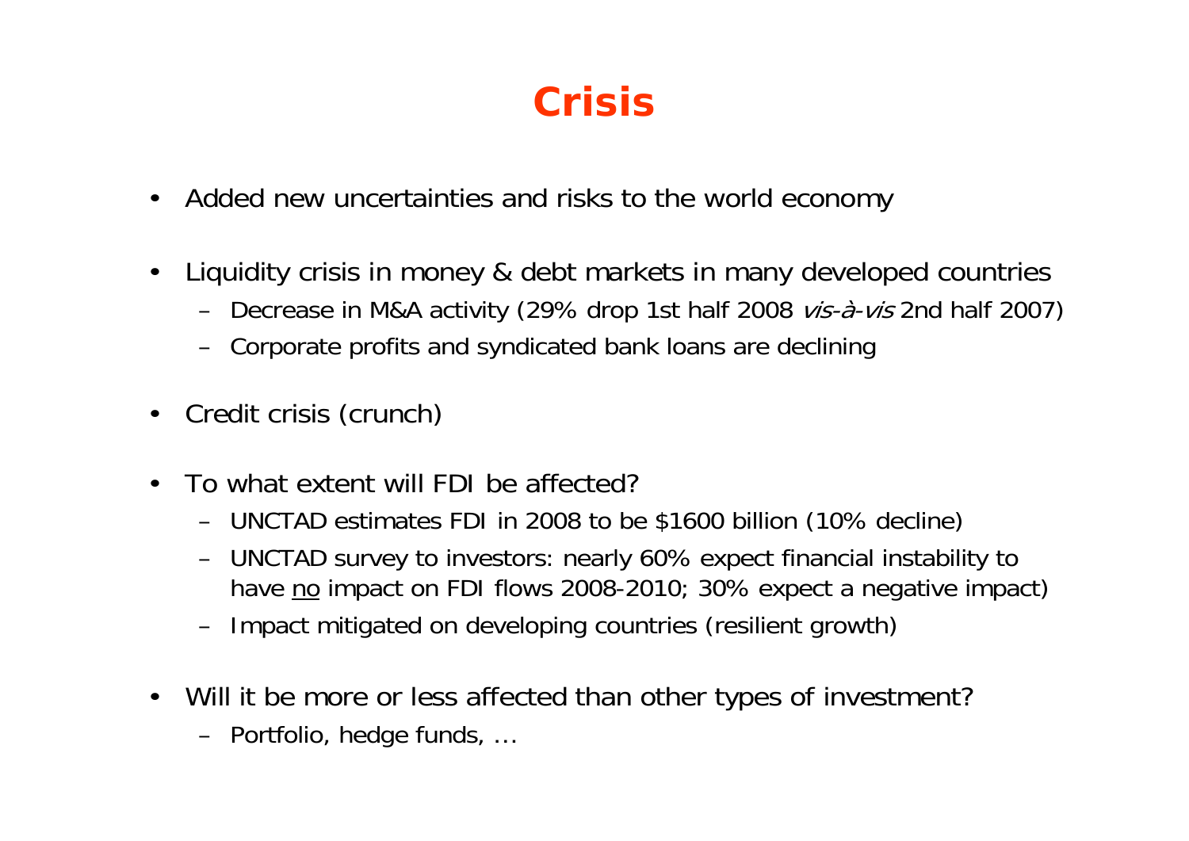# Crisis

- Added new uncertainties and risks to the world economy
- Liquidity crisis in money & debt markets in many developed countries
  - Decrease in M&A activity (29% drop 1st half 2008 *vis-à-vis* 2nd half 2007)
  - Corporate profits and syndicated bank loans are declining
- Credit crisis (crunch)
- To what extent will FDI be affected?
  - UNCTAD estimates FDI in 2008 to be $1600 billion (10% decline)
  - UNCTAD survey to investors: nearly 60% expect financial instability to have <u>no</u> impact on FDI flows 2008-2010; 30% expect a negative impact)
  - Impact mitigated on developing countries (resilient growth)
- Will it be more or less affected than other types of investment?
  - Portfolio, hedge funds, …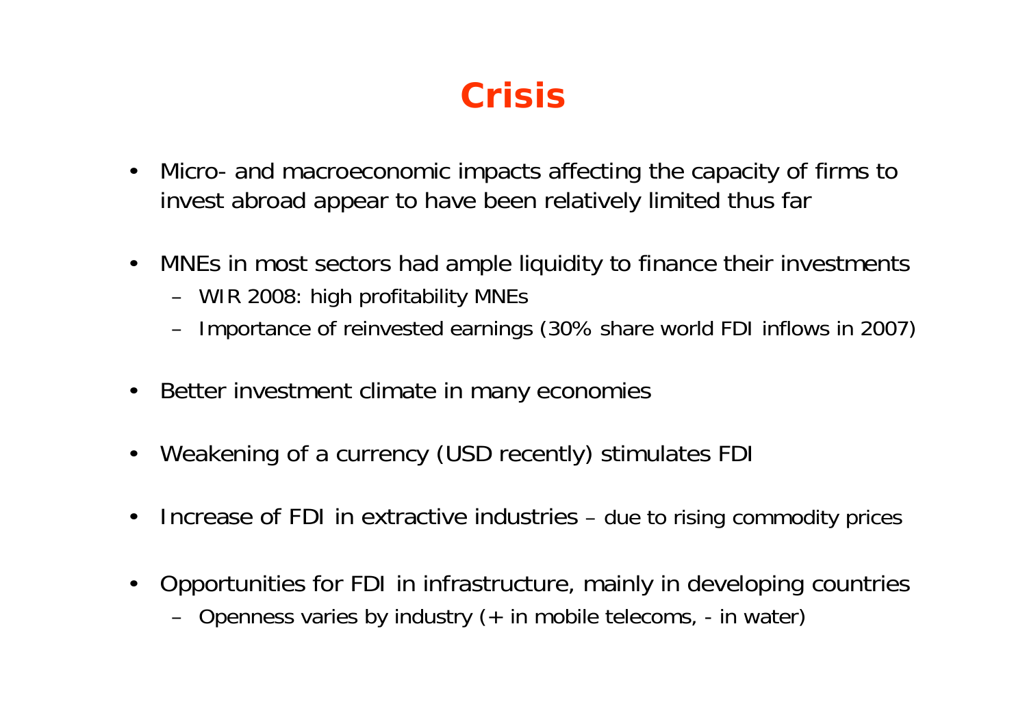# Crisis

- Micro- and macroeconomic impacts affecting the capacity of firms to invest abroad appear to have been relatively limited thus far
- MNEs in most sectors had ample liquidity to finance their investments
  - WIR 2008: high profitability MNEs
  - Importance of reinvested earnings (30% share world FDI inflows in 2007)
- Better investment climate in many economies
- Weakening of a currency (USD recently) stimulates FDI
- Increase of FDI in extractive industries – due to rising commodity prices
- Opportunities for FDI in infrastructure, mainly in developing countries
  - Openness varies by industry (+ in mobile telecoms, - in water)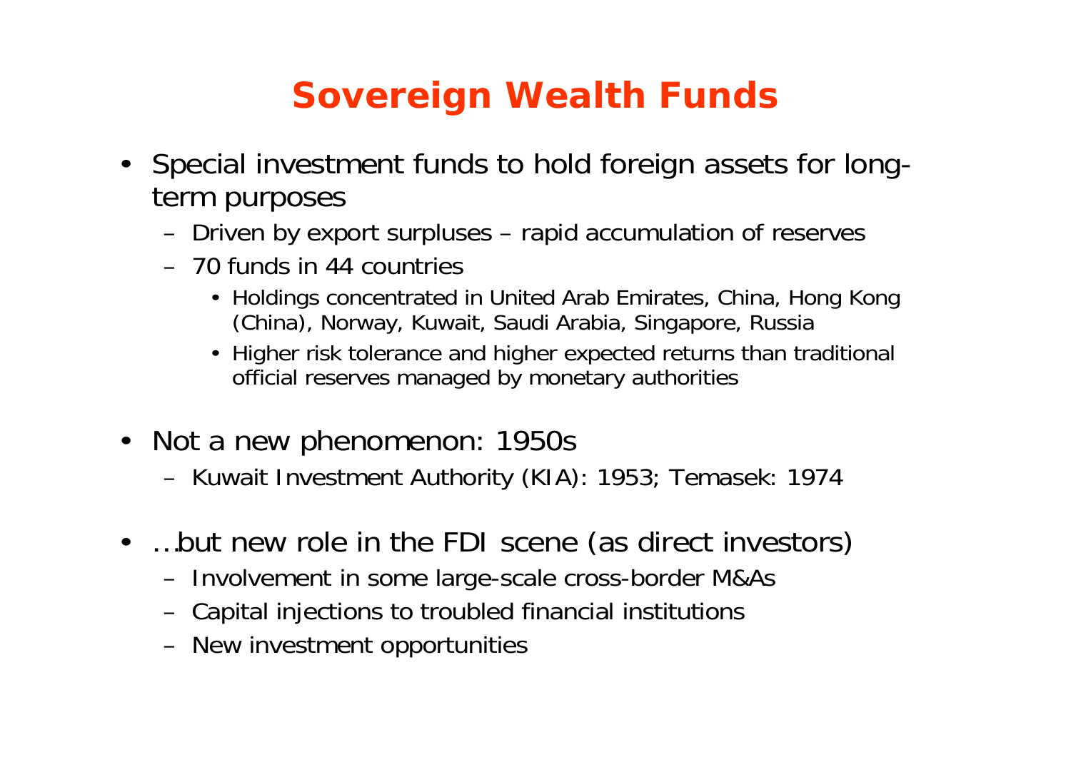# Sovereign Wealth Funds

- Special investment funds to hold foreign assets for long-term purposes
  - Driven by export surpluses – rapid accumulation of reserves
  - 70 funds in 44 countries
    - Holdings concentrated in United Arab Emirates, China, Hong Kong (China), Norway, Kuwait, Saudi Arabia, Singapore, Russia
    - Higher risk tolerance and higher expected returns than traditional official reserves managed by monetary authorities
- Not a new phenomenon: 1950s
  - Kuwait Investment Authority (KIA): 1953; Temasek: 1974
- …but new role in the FDI scene (as direct investors)
  - Involvement in some large-scale cross-border M&As
  - Capital injections to troubled financial institutions
  - New investment opportunities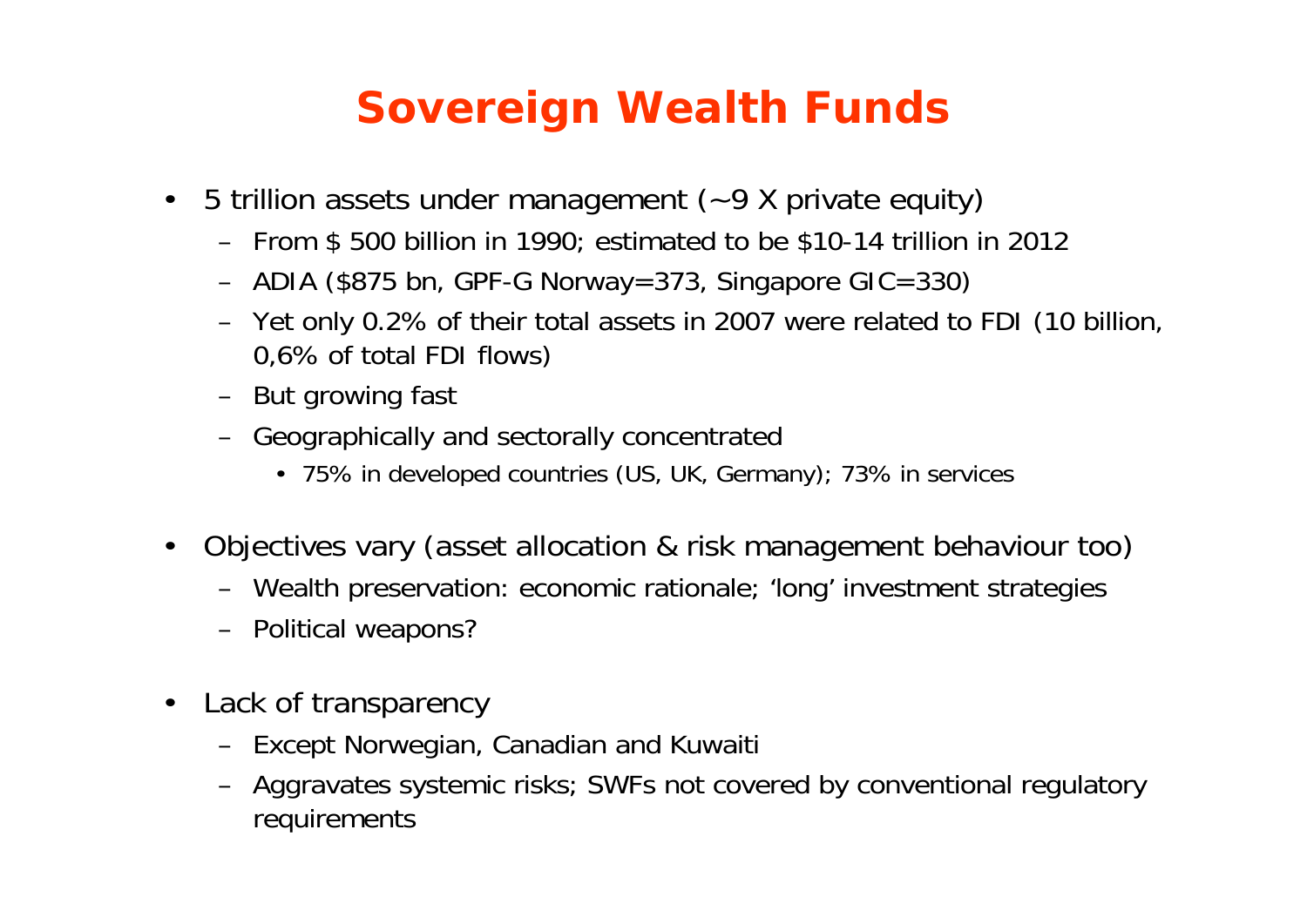# Sovereign Wealth Funds

- 5 trillion assets under management (~9 X private equity)
  - From $ 500 billion in 1990; estimated to be $10-14 trillion in 2012
  - ADIA ($875 bn, GPF-G Norway=373, Singapore GIC=330)
  - Yet only 0.2% of their total assets in 2007 were related to FDI (10 billion, 0,6% of total FDI flows)
  - But growing fast
  - Geographically and sectorally concentrated
    - 75% in developed countries (US, UK, Germany); 73% in services
- Objectives vary (asset allocation & risk management behaviour too)
  - Wealth preservation: economic rationale; 'long' investment strategies
  - Political weapons?
- Lack of transparency
  - Except Norwegian, Canadian and Kuwaiti
  - Aggravates systemic risks; SWFs not covered by conventional regulatory requirements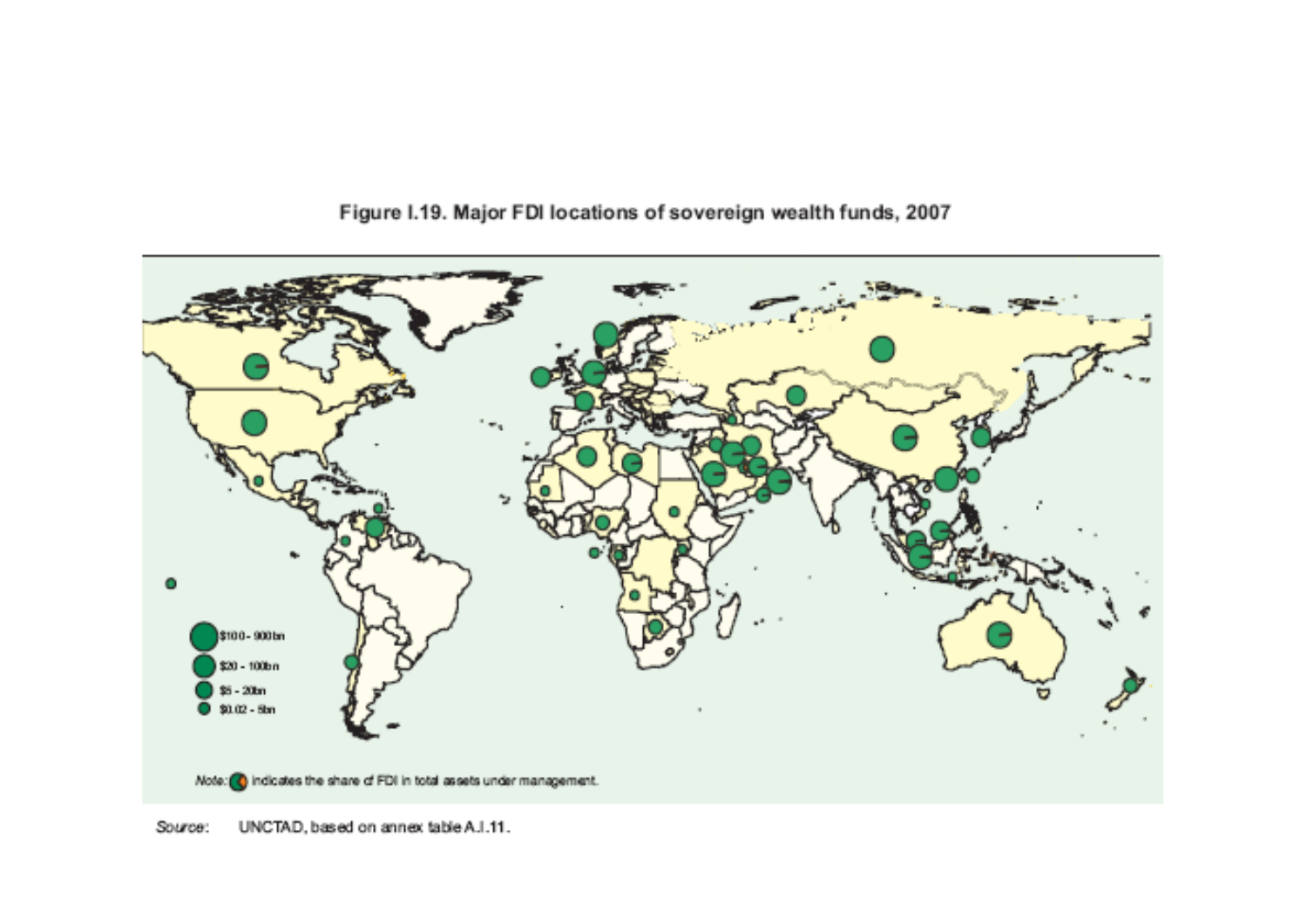**Figure I.19. Major FDI locations of sovereign wealth funds, 2007**

$100 - 900bn

$20 - 100bn

$5 - 20bn

$0.02 - 5bn

*Note:* indicates the share of FDI in total assets under management.

*Source:* UNCTAD, based on annex table A.I.11.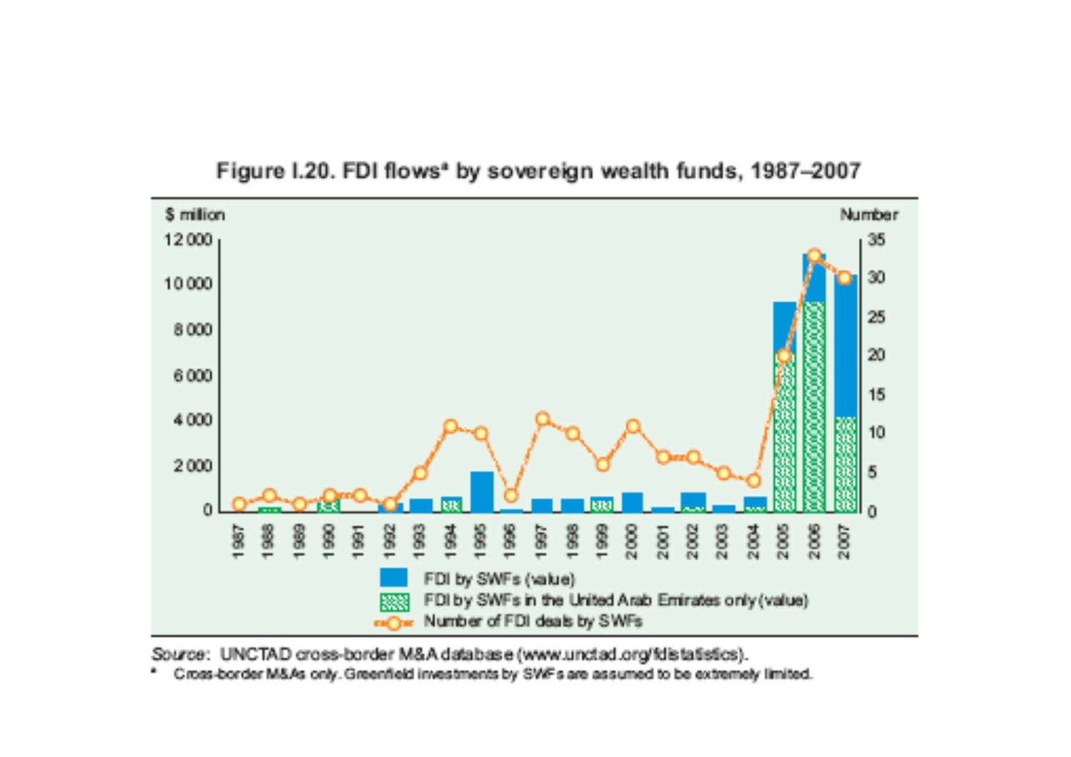**Figure I.20. FDI flows[a] by sovereign wealth funds, 1987–2007**

Source: UNCTAD cross-border M&A database (www.unctad.org/fdistatistics).

[a] Cross-border M&As only. Greenfield investments by SWFs are assumed to be extremely limited.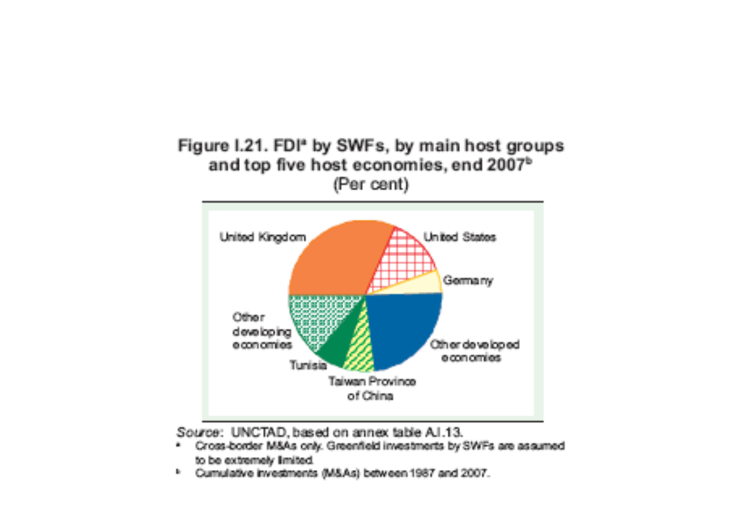**Figure I.21. FDI[a] by SWFs, by main host groups and top five host economies, end 2007[b]**
**(Per cent)**

United Kingdom
United States
Germany
Other developed economies
Taiwan Province of China
Tunisia
Other developing economies

*Source:* UNCTAD, based on annex table A.I.13.

[a] Cross-border M&As only. Greenfield investments by SWFs are assumed to be extremely limited.

[b] Cumulative investments (M&As) between 1987 and 2007.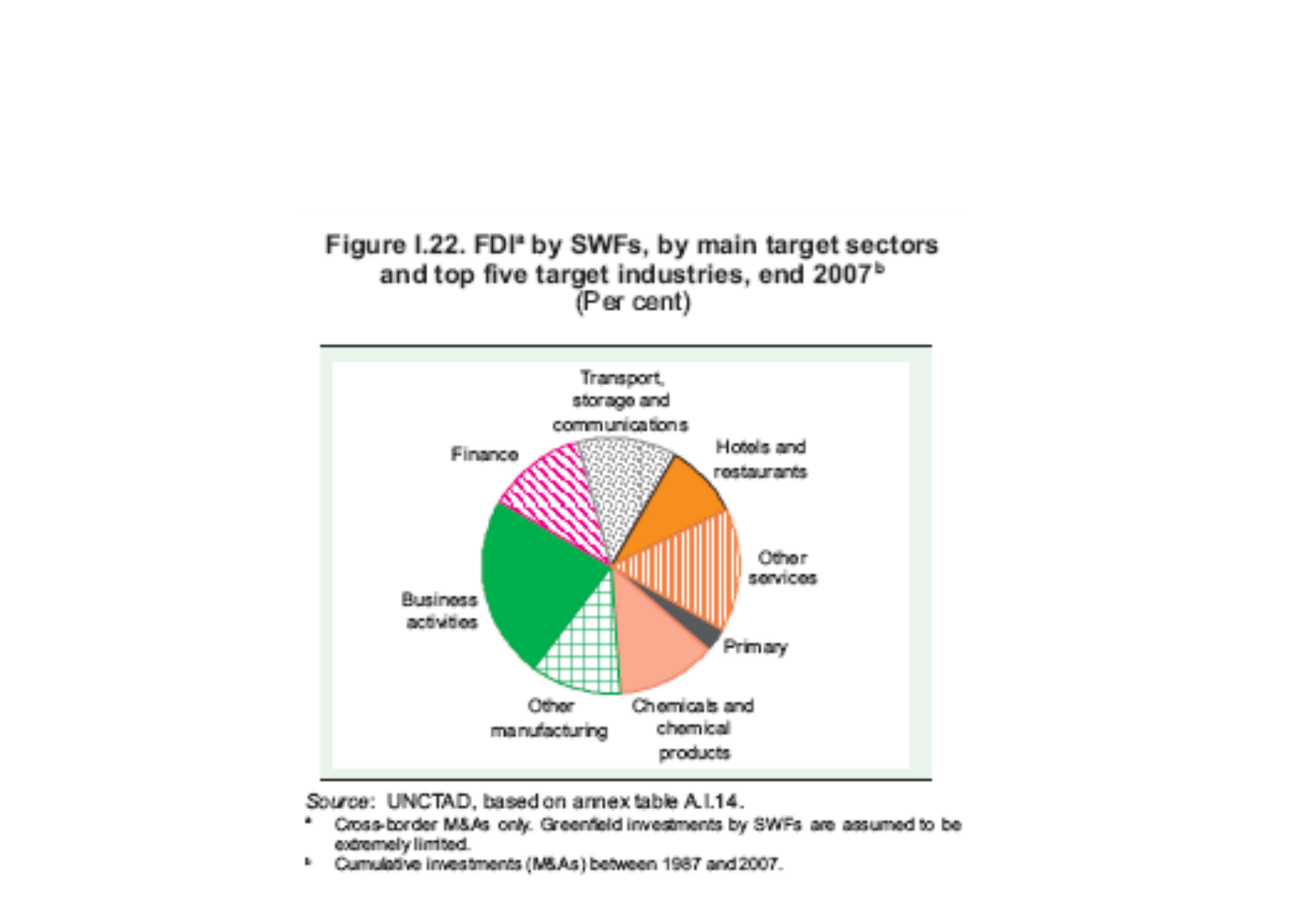**Figure I.22. FDI[a] by SWFs, by main target sectors and top five target industries, end 2007[b]**
(Per cent)

Transport, storage and communications

Hotels and restaurants

Other services

Primary

Chemicals and chemical products

Other manufacturing

Business activities

Finance

*Source:* UNCTAD, based on annex table A.I.14.

[a] Cross-border M&As only. Greenfield investments by SWFs are assumed to be extremely limited.

[b] Cumulative investments (M&As) between 1987 and 2007.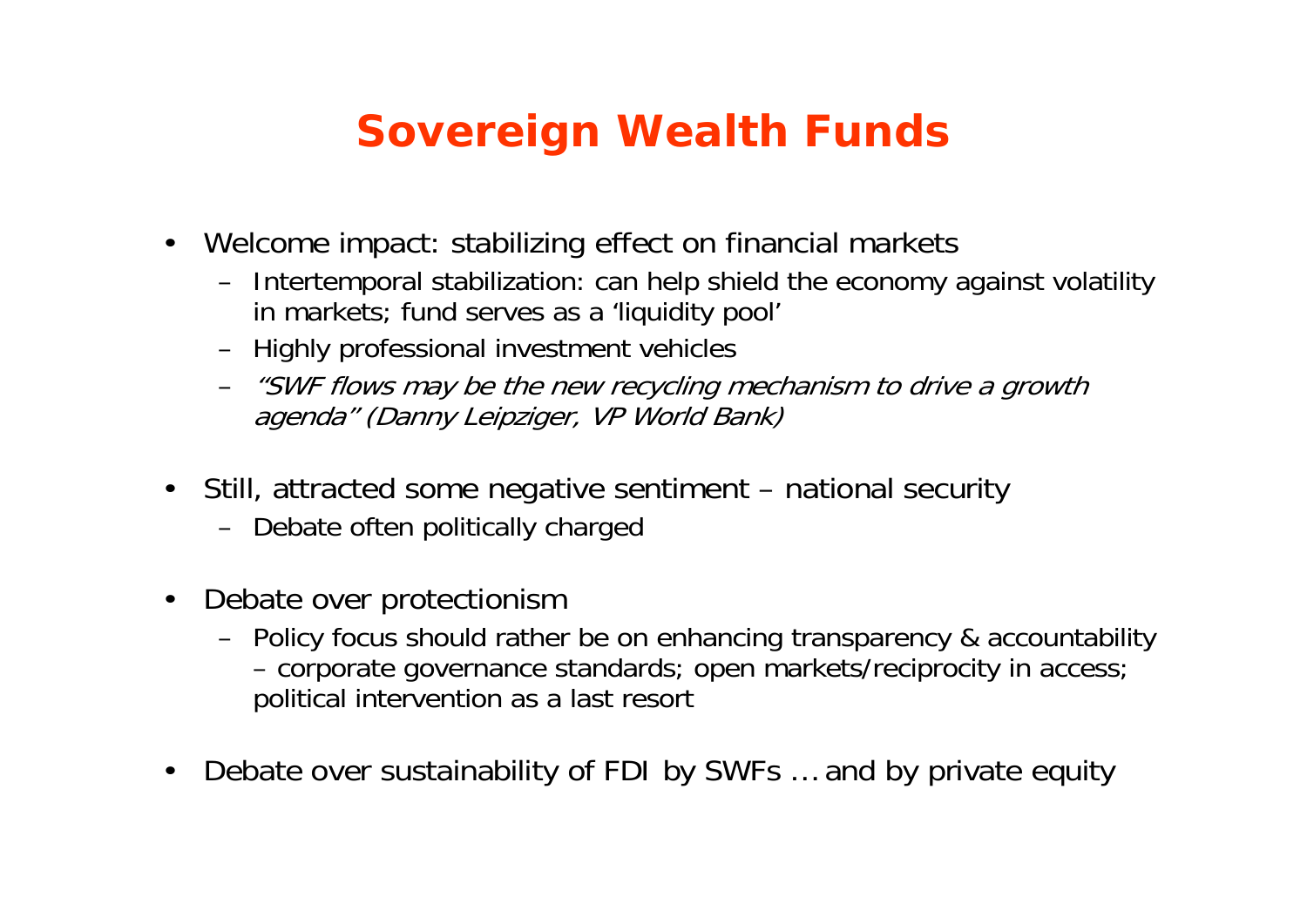# Sovereign Wealth Funds

- Welcome impact: stabilizing effect on financial markets
  - Intertemporal stabilization: can help shield the economy against volatility in markets; fund serves as a 'liquidity pool'
  - Highly professional investment vehicles
  - *"SWF flows may be the new recycling mechanism to drive a growth agenda" (Danny Leipziger, VP World Bank)*
- Still, attracted some negative sentiment – national security
  - Debate often politically charged
- Debate over protectionism
  - Policy focus should rather be on enhancing transparency & accountability – corporate governance standards; open markets/reciprocity in access; political intervention as a last resort
- Debate over sustainability of FDI by SWFs … and by private equity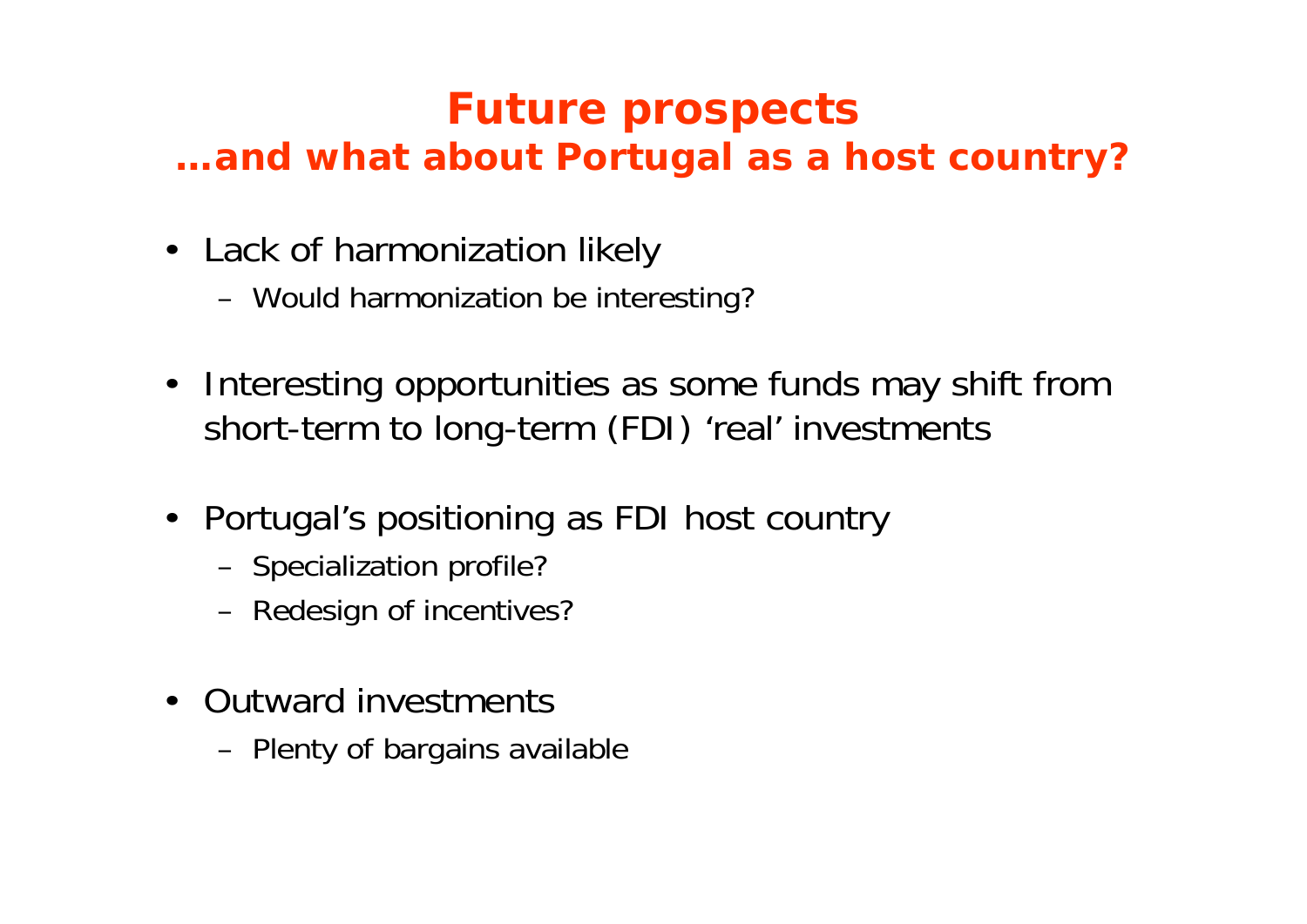# Future prospects
## …and what about Portugal as a host country?

- Lack of harmonization likely
  - Would harmonization be interesting?
- Interesting opportunities as some funds may shift from short-term to long-term (FDI) 'real' investments
- Portugal's positioning as FDI host country
  - Specialization profile?
  - Redesign of incentives?
- Outward investments
  - Plenty of bargains available